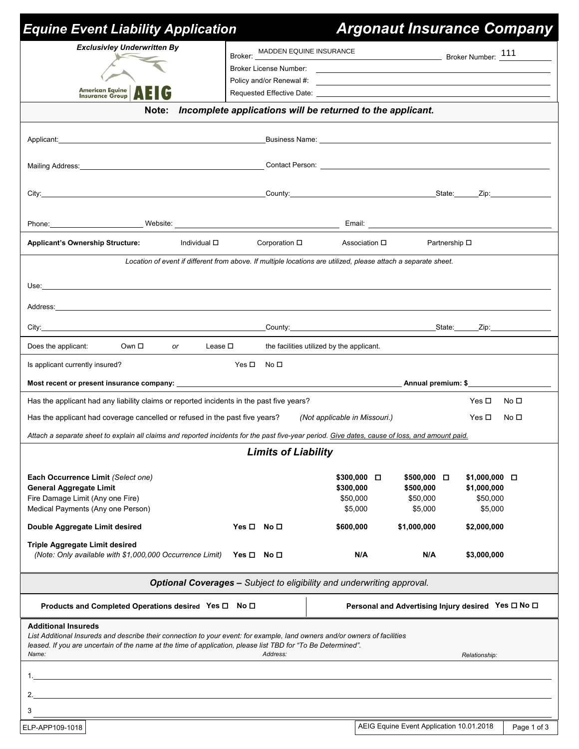# Equine Event Liability Application

# Argonaut Insurance Company

*Exclusivley Underwritten By*

American Equine Insurance Group AEIG

Broker: MADDEN EQUINE INSURANCE Broker Number: 111

Broker License Number: 

Policy and/or Renewal #: 

Requested Effective Date: 

**Note:** ***Incomplete applications will be returned to the applicant.***

Applicant: Business Name:

Mailing Address: Contact Person:

City: County: State: Zip:

Phone: Website: Email:

**Applicant's Ownership Structure:** Individual ☐ Corporation ☐ Association ☐ Partnership ☐

*Location of event if different from above. If multiple locations are utilized, please attach a separate sheet.*

Use:

Address:

City: County: State: Zip:

Does the applicant: Own ☐ *or* Lease ☐ the facilities utilized by the applicant.

Is applicant currently insured? Yes ☐ No ☐

**Most recent or present insurance company:** **Annual premium: $**

Has the applicant had any liability claims or reported incidents in the past five years? Yes ☐ No ☐

Has the applicant had coverage cancelled or refused in the past five years? *(Not applicable in Missouri.)* Yes ☐ No ☐

*Attach a separate sheet to explain all claims and reported incidents for the past five-year period. Give dates, cause of loss, and amount paid.*

## *Limits of Liability*

| | | | | |
|---|---|---|---|---|
| **Each Occurrence Limit** *(Select one)* | | **$300,000** ☐ | **$500,000** ☐ | **$1,000,000** ☐ |
| **General Aggregate Limit** | | **$300,000** | **$500,000** | **$1,000,000** |
| Fire Damage Limit (Any one Fire) | | $50,000 | $50,000 | $50,000 |
| Medical Payments (Any one Person) | | $5,000 | $5,000 | $5,000 |
| **Double Aggregate Limit desired** | **Yes** ☐ **No** ☐ | **$600,000** | **$1,000,000** | **$2,000,000** |
| **Triple Aggregate Limit desired** *(Note: Only available with $1,000,000 Occurrence Limit)* | **Yes** ☐ **No** ☐ | **N/A** | **N/A** | **$3,000,000** |

***Optional Coverages –*** *Subject to eligibility and underwriting approval.*

**Products and Completed Operations desired Yes ☐ No ☐**

**Personal and Advertising Injury desired Yes ☐ No ☐**

**Additional Insureds**

*List Additional Insureds and describe their connection to your event: for example, land owners and/or owners of facilities leased. If you are uncertain of the name at the time of application, please list TBD for "To Be Determined".*

| *Name:* | *Address:* | *Relationship:* |
|---|---|---|
| 1. | | |
| 2. | | |
| 3 | | |

ELP-APP109-1018

AEIG Equine Event Application 10.01.2018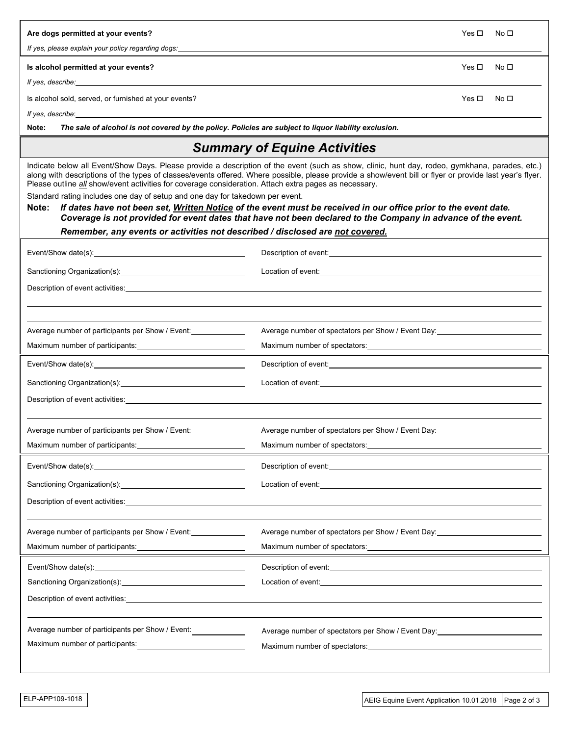**Are dogs permitted at your events?** Yes ☐ No ☐

*If yes, please explain your policy regarding dogs:* \_\_\_\_\_\_\_\_\_\_\_\_\_\_\_\_\_\_\_\_\_\_\_\_\_\_\_\_\_\_\_\_

**Is alcohol permitted at your events?** Yes ☐ No ☐

*If yes, describe:* \_\_\_\_\_\_\_\_\_\_\_\_\_\_\_\_\_\_\_\_\_\_\_\_\_\_\_\_\_\_\_\_

Is alcohol sold, served, or furnished at your events? Yes ☐ No ☐

*If yes, describe:* \_\_\_\_\_\_\_\_\_\_\_\_\_\_\_\_\_\_\_\_\_\_\_\_\_\_\_\_\_\_\_\_

**Note:** ***The sale of alcohol is not covered by the policy. Policies are subject to liquor liability exclusion.***

## *Summary of Equine Activities*

Indicate below all Event/Show Days. Please provide a description of the event (such as show, clinic, hunt day, rodeo, gymkhana, parades, etc.) along with descriptions of the types of classes/events offered. Where possible, please provide a show/event bill or flyer or provide last year's flyer. Please outline *all* show/event activities for coverage consideration. Attach extra pages as necessary.

Standard rating includes one day of setup and one day for takedown per event.

**Note:** ***If dates have not been set, Written Notice of the event must be received in our office prior to the event date. Coverage is not provided for event dates that have not been declared to the Company in advance of the event.***

***Remember, any events or activities not described / disclosed are not covered.***

---

Event/Show date(s): \_\_\_\_\_\_\_\_\_\_\_\_\_\_\_\_ Description of event: \_\_\_\_\_\_\_\_\_\_\_\_\_\_\_\_

Sanctioning Organization(s): \_\_\_\_\_\_\_\_\_\_\_\_\_\_\_\_ Location of event: \_\_\_\_\_\_\_\_\_\_\_\_\_\_\_\_

Description of event activities: \_\_\_\_\_\_\_\_\_\_\_\_\_\_\_\_\_\_\_\_\_\_\_\_\_\_\_\_\_\_\_\_

Average number of participants per Show / Event: \_\_\_\_\_\_\_\_ Average number of spectators per Show / Event Day: \_\_\_\_\_\_\_\_

Maximum number of participants: \_\_\_\_\_\_\_\_ Maximum number of spectators: \_\_\_\_\_\_\_\_

---

Event/Show date(s): \_\_\_\_\_\_\_\_\_\_\_\_\_\_\_\_ Description of event: \_\_\_\_\_\_\_\_\_\_\_\_\_\_\_\_

Sanctioning Organization(s): \_\_\_\_\_\_\_\_\_\_\_\_\_\_\_\_ Location of event: \_\_\_\_\_\_\_\_\_\_\_\_\_\_\_\_

Description of event activities: \_\_\_\_\_\_\_\_\_\_\_\_\_\_\_\_\_\_\_\_\_\_\_\_\_\_\_\_\_\_\_\_

Average number of participants per Show / Event: \_\_\_\_\_\_\_\_ Average number of spectators per Show / Event Day: \_\_\_\_\_\_\_\_

Maximum number of participants: \_\_\_\_\_\_\_\_ Maximum number of spectators: \_\_\_\_\_\_\_\_

---

Event/Show date(s): \_\_\_\_\_\_\_\_\_\_\_\_\_\_\_\_ Description of event: \_\_\_\_\_\_\_\_\_\_\_\_\_\_\_\_

Sanctioning Organization(s): \_\_\_\_\_\_\_\_\_\_\_\_\_\_\_\_ Location of event: \_\_\_\_\_\_\_\_\_\_\_\_\_\_\_\_

Description of event activities: \_\_\_\_\_\_\_\_\_\_\_\_\_\_\_\_\_\_\_\_\_\_\_\_\_\_\_\_\_\_\_\_

Average number of participants per Show / Event: \_\_\_\_\_\_\_\_ Average number of spectators per Show / Event Day: \_\_\_\_\_\_\_\_

Maximum number of participants: \_\_\_\_\_\_\_\_ Maximum number of spectators: \_\_\_\_\_\_\_\_

---

Event/Show date(s): \_\_\_\_\_\_\_\_\_\_\_\_\_\_\_\_ Description of event: \_\_\_\_\_\_\_\_\_\_\_\_\_\_\_\_

Sanctioning Organization(s): \_\_\_\_\_\_\_\_\_\_\_\_\_\_\_\_ Location of event: \_\_\_\_\_\_\_\_\_\_\_\_\_\_\_\_

Description of event activities: \_\_\_\_\_\_\_\_\_\_\_\_\_\_\_\_\_\_\_\_\_\_\_\_\_\_\_\_\_\_\_\_

Average number of participants per Show / Event: \_\_\_\_\_\_\_\_ Average number of spectators per Show / Event Day: \_\_\_\_\_\_\_\_

Maximum number of participants: \_\_\_\_\_\_\_\_ Maximum number of spectators: \_\_\_\_\_\_\_\_

ELP-APP109-1018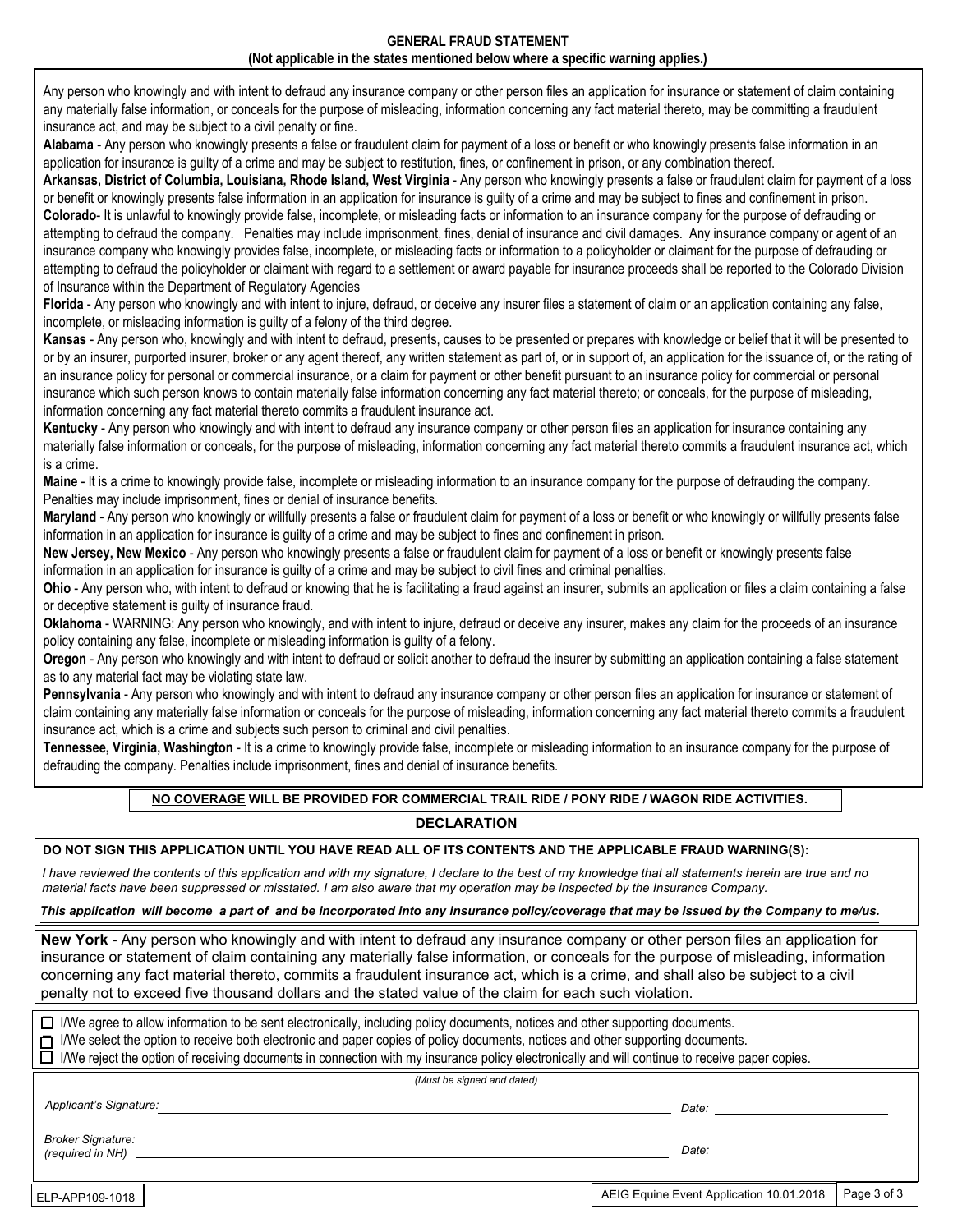## GENERAL FRAUD STATEMENT
**(Not applicable in the states mentioned below where a specific warning applies.)**

Any person who knowingly and with intent to defraud any insurance company or other person files an application for insurance or statement of claim containing any materially false information, or conceals for the purpose of misleading, information concerning any fact material thereto, may be committing a fraudulent insurance act, and may be subject to a civil penalty or fine.

**Alabama** - Any person who knowingly presents a false or fraudulent claim for payment of a loss or benefit or who knowingly presents false information in an application for insurance is guilty of a crime and may be subject to restitution, fines, or confinement in prison, or any combination thereof.

**Arkansas, District of Columbia, Louisiana, Rhode Island, West Virginia** - Any person who knowingly presents a false or fraudulent claim for payment of a loss or benefit or knowingly presents false information in an application for insurance is guilty of a crime and may be subject to fines and confinement in prison.

**Colorado**- It is unlawful to knowingly provide false, incomplete, or misleading facts or information to an insurance company for the purpose of defrauding or attempting to defraud the company. Penalties may include imprisonment, fines, denial of insurance and civil damages. Any insurance company or agent of an insurance company who knowingly provides false, incomplete, or misleading facts or information to a policyholder or claimant for the purpose of defrauding or attempting to defraud the policyholder or claimant with regard to a settlement or award payable for insurance proceeds shall be reported to the Colorado Division of Insurance within the Department of Regulatory Agencies

**Florida** - Any person who knowingly and with intent to injure, defraud, or deceive any insurer files a statement of claim or an application containing any false, incomplete, or misleading information is guilty of a felony of the third degree.

**Kansas** - Any person who, knowingly and with intent to defraud, presents, causes to be presented or prepares with knowledge or belief that it will be presented to or by an insurer, purported insurer, broker or any agent thereof, any written statement as part of, or in support of, an application for the issuance of, or the rating of an insurance policy for personal or commercial insurance, or a claim for payment or other benefit pursuant to an insurance policy for commercial or personal insurance which such person knows to contain materially false information concerning any fact material thereto; or conceals, for the purpose of misleading, information concerning any fact material thereto commits a fraudulent insurance act.

**Kentucky** - Any person who knowingly and with intent to defraud any insurance company or other person files an application for insurance containing any materially false information or conceals, for the purpose of misleading, information concerning any fact material thereto commits a fraudulent insurance act, which is a crime.

**Maine** - It is a crime to knowingly provide false, incomplete or misleading information to an insurance company for the purpose of defrauding the company. Penalties may include imprisonment, fines or denial of insurance benefits.

**Maryland** - Any person who knowingly or willfully presents a false or fraudulent claim for payment of a loss or benefit or who knowingly or willfully presents false information in an application for insurance is guilty of a crime and may be subject to fines and confinement in prison.

**New Jersey, New Mexico** - Any person who knowingly presents a false or fraudulent claim for payment of a loss or benefit or knowingly presents false information in an application for insurance is guilty of a crime and may be subject to civil fines and criminal penalties.

**Ohio** - Any person who, with intent to defraud or knowing that he is facilitating a fraud against an insurer, submits an application or files a claim containing a false or deceptive statement is guilty of insurance fraud.

**Oklahoma** - WARNING: Any person who knowingly, and with intent to injure, defraud or deceive any insurer, makes any claim for the proceeds of an insurance policy containing any false, incomplete or misleading information is guilty of a felony.

**Oregon** - Any person who knowingly and with intent to defraud or solicit another to defraud the insurer by submitting an application containing a false statement as to any material fact may be violating state law.

**Pennsylvania** - Any person who knowingly and with intent to defraud any insurance company or other person files an application for insurance or statement of claim containing any materially false information or conceals for the purpose of misleading, information concerning any fact material thereto commits a fraudulent insurance act, which is a crime and subjects such person to criminal and civil penalties.

**Tennessee, Virginia, Washington** - It is a crime to knowingly provide false, incomplete or misleading information to an insurance company for the purpose of defrauding the company. Penalties include imprisonment, fines and denial of insurance benefits.

**NO COVERAGE WILL BE PROVIDED FOR COMMERCIAL TRAIL RIDE / PONY RIDE / WAGON RIDE ACTIVITIES.**

## DECLARATION

**DO NOT SIGN THIS APPLICATION UNTIL YOU HAVE READ ALL OF ITS CONTENTS AND THE APPLICABLE FRAUD WARNING(S):**

*I have reviewed the contents of this application and with my signature, I declare to the best of my knowledge that all statements herein are true and no material facts have been suppressed or misstated. I am also aware that my operation may be inspected by the Insurance Company.*

***This application will become a part of and be incorporated into any insurance policy/coverage that may be issued by the Company to me/us.***

**New York** - Any person who knowingly and with intent to defraud any insurance company or other person files an application for insurance or statement of claim containing any materially false information, or conceals for the purpose of misleading, information concerning any fact material thereto, commits a fraudulent insurance act, which is a crime, and shall also be subject to a civil penalty not to exceed five thousand dollars and the stated value of the claim for each such violation.

☐ I/We agree to allow information to be sent electronically, including policy documents, notices and other supporting documents.
☐ I/We select the option to receive both electronic and paper copies of policy documents, notices and other supporting documents.
☐ I/We reject the option of receiving documents in connection with my insurance policy electronically and will continue to receive paper copies.

*(Must be signed and dated)*

*Applicant's Signature:* ______________________________ *Date:* ______________

*Broker Signature: (required in NH)* ______________________________ *Date:* ______________

ELP-APP109-1018

AEIG Equine Event Application 10.01.2018